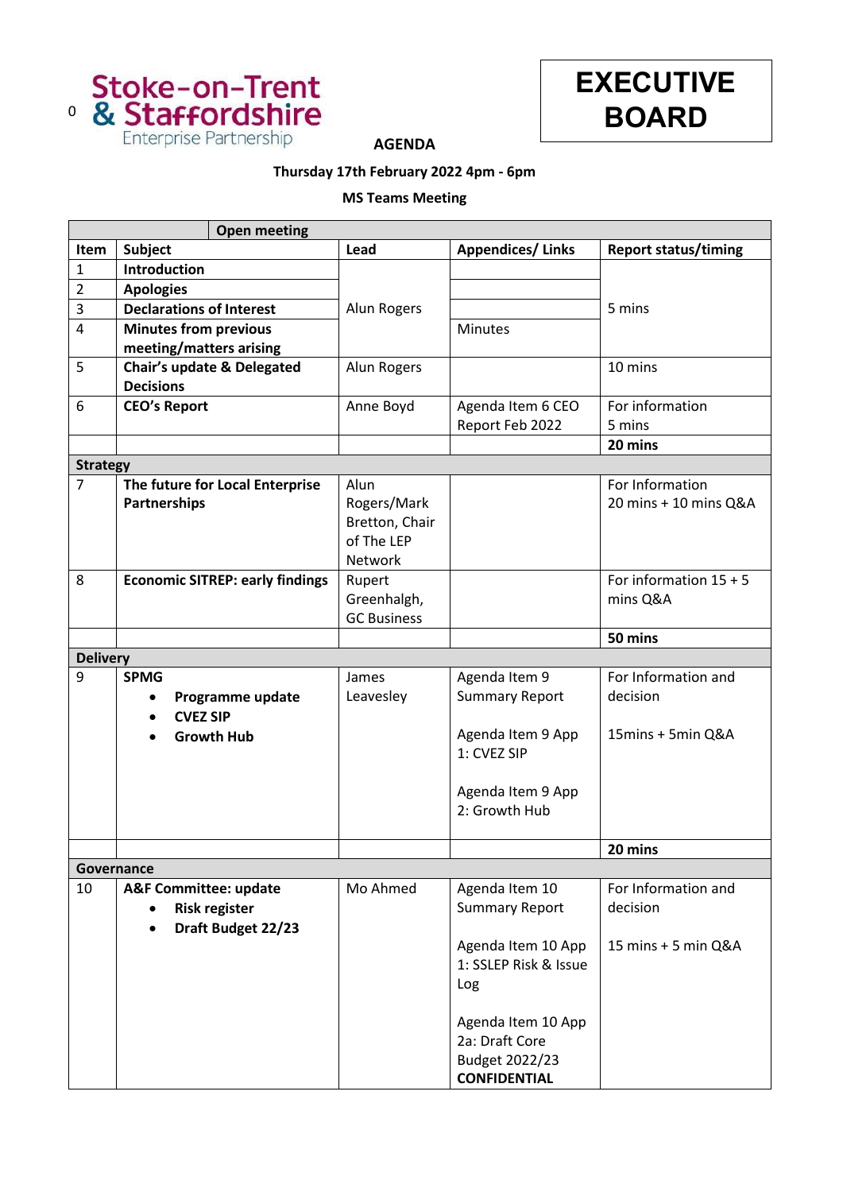Stoke-on-Trent & Staffordshire Enterprise Partnership

# EXECUTIVE BOARD

## AGENDA

**Thursday 17th February 2022 4pm - 6pm**

**MS Teams Meeting**

| | **Open meeting** | | | |
|---|---|---|---|---|
| **Item** | **Subject** | **Lead** | **Appendices/ Links** | **Report status/timing** |
| 1 | **Introduction** | Alun Rogers | | 5 mins |
| 2 | **Apologies** | | | |
| 3 | **Declarations of Interest** | | | |
| 4 | **Minutes from previous meeting/matters arising** | | Minutes | |
| 5 | **Chair's update & Delegated Decisions** | Alun Rogers | | 10 mins |
| 6 | **CEO's Report** | Anne Boyd | Agenda Item 6 CEO Report Feb 2022 | For information 5 mins |
| | | | | **20 mins** |
| **Strategy** | | | | |
| 7 | **The future for Local Enterprise Partnerships** | Alun Rogers/Mark Bretton, Chair of The LEP Network | | For Information 20 mins + 10 mins Q&A |
| 8 | **Economic SITREP: early findings** | Rupert Greenhalgh, GC Business | | For information 15 + 5 mins Q&A |
| | | | | **50 mins** |
| **Delivery** | | | | |
| 9 | **SPMG**<br>• **Programme update**<br>• **CVEZ SIP**<br>• **Growth Hub** | James Leavesley | Agenda Item 9 Summary Report<br><br>Agenda Item 9 App 1: CVEZ SIP<br><br>Agenda Item 9 App 2: Growth Hub | For Information and decision<br><br>15mins + 5min Q&A |
| | | | | **20 mins** |
| **Governance** | | | | |
| 10 | **A&F Committee: update**<br>• **Risk register**<br>• **Draft Budget 22/23** | Mo Ahmed | Agenda Item 10 Summary Report<br><br>Agenda Item 10 App 1: SSLEP Risk & Issue Log<br><br>Agenda Item 10 App 2a: Draft Core Budget 2022/23 **CONFIDENTIAL** | For Information and decision<br><br>15 mins + 5 min Q&A |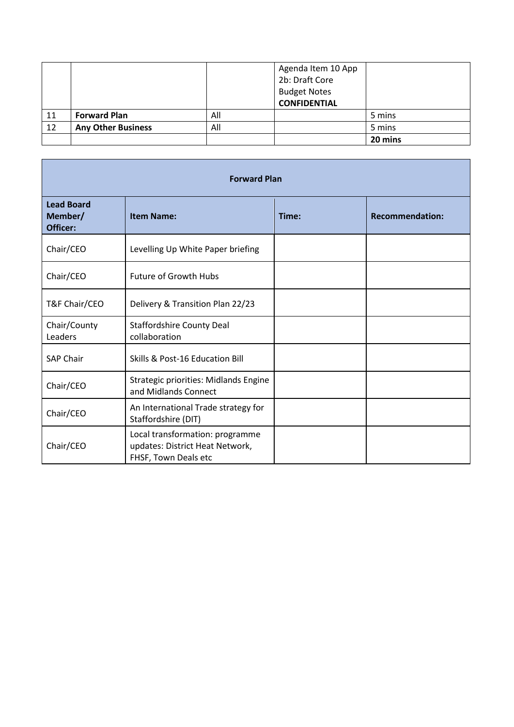| | | | | |
|---|---|---|---|---|
| | | | Agenda Item 10 App 2b: Draft Core Budget Notes **CONFIDENTIAL** | |
| 11 | **Forward Plan** | All | | 5 mins |
| 12 | **Any Other Business** | All | | 5 mins |
| | | | | **20 mins** |

**Forward Plan**

| **Lead Board Member/ Officer:** | **Item Name:** | **Time:** | **Recommendation:** |
|---|---|---|---|
| Chair/CEO | Levelling Up White Paper briefing | | |
| Chair/CEO | Future of Growth Hubs | | |
| T&F Chair/CEO | Delivery & Transition Plan 22/23 | | |
| Chair/County Leaders | Staffordshire County Deal collaboration | | |
| SAP Chair | Skills & Post-16 Education Bill | | |
| Chair/CEO | Strategic priorities: Midlands Engine and Midlands Connect | | |
| Chair/CEO | An International Trade strategy for Staffordshire (DIT) | | |
| Chair/CEO | Local transformation: programme updates: District Heat Network, FHSF, Town Deals etc | | |